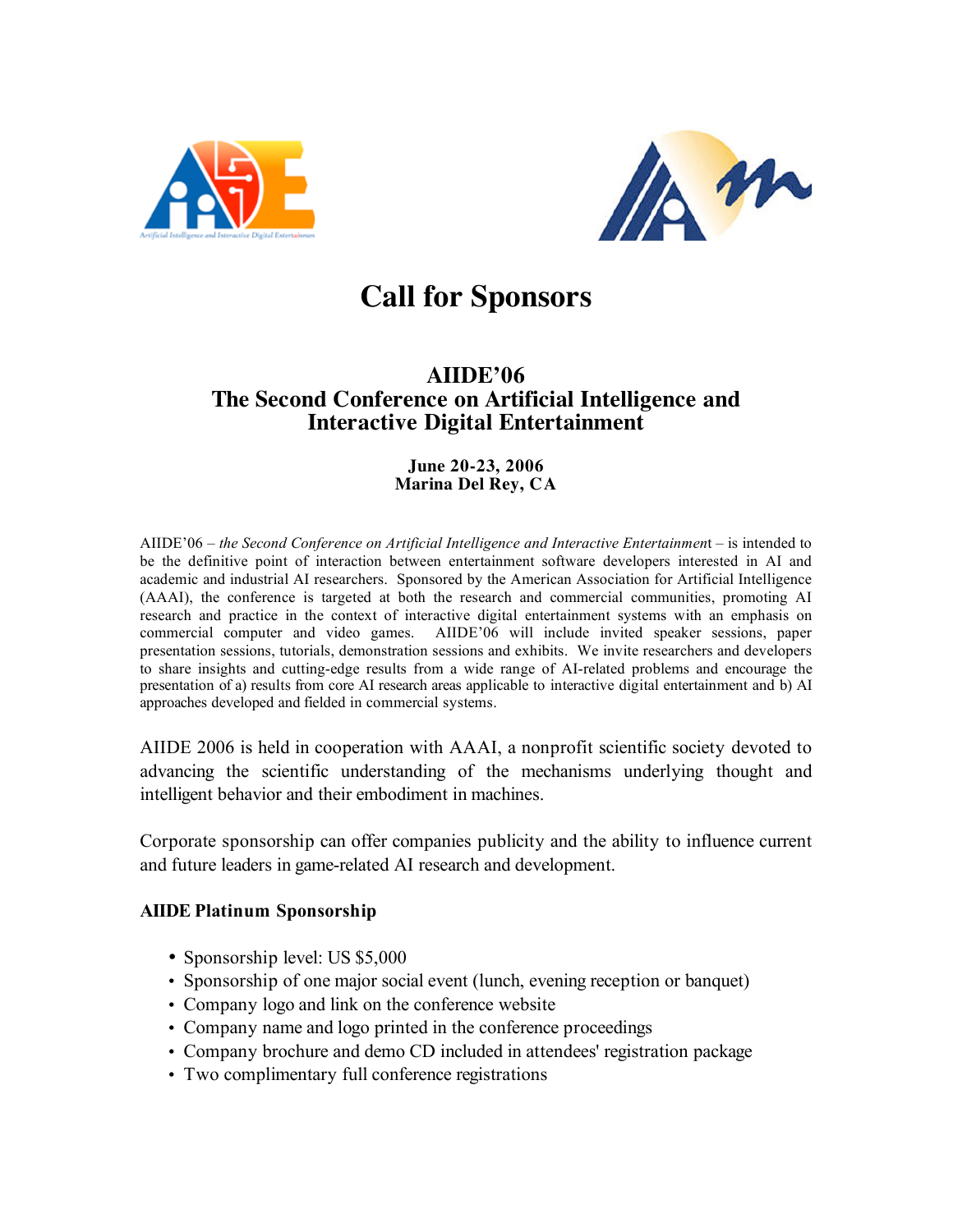# Call for Sponsors

## AIIDE'06
## The Second Conference on Artificial Intelligence and Interactive Digital Entertainment

**June 20-23, 2006**
**Marina Del Rey, CA**

AIIDE'06 – *the Second Conference on Artificial Intelligence and Interactive Entertainmen*t – is intended to be the definitive point of interaction between entertainment software developers interested in AI and academic and industrial AI researchers. Sponsored by the American Association for Artificial Intelligence (AAAI), the conference is targeted at both the research and commercial communities, promoting AI research and practice in the context of interactive digital entertainment systems with an emphasis on commercial computer and video games. AIIDE'06 will include invited speaker sessions, paper presentation sessions, tutorials, demonstration sessions and exhibits. We invite researchers and developers to share insights and cutting-edge results from a wide range of AI-related problems and encourage the presentation of a) results from core AI research areas applicable to interactive digital entertainment and b) AI approaches developed and fielded in commercial systems.

AIIDE 2006 is held in cooperation with AAAI, a nonprofit scientific society devoted to advancing the scientific understanding of the mechanisms underlying thought and intelligent behavior and their embodiment in machines.

Corporate sponsorship can offer companies publicity and the ability to influence current and future leaders in game-related AI research and development.

### AIIDE Platinum Sponsorship

- Sponsorship level: US $5,000
- Sponsorship of one major social event (lunch, evening reception or banquet)
- Company logo and link on the conference website
- Company name and logo printed in the conference proceedings
- Company brochure and demo CD included in attendees' registration package
- Two complimentary full conference registrations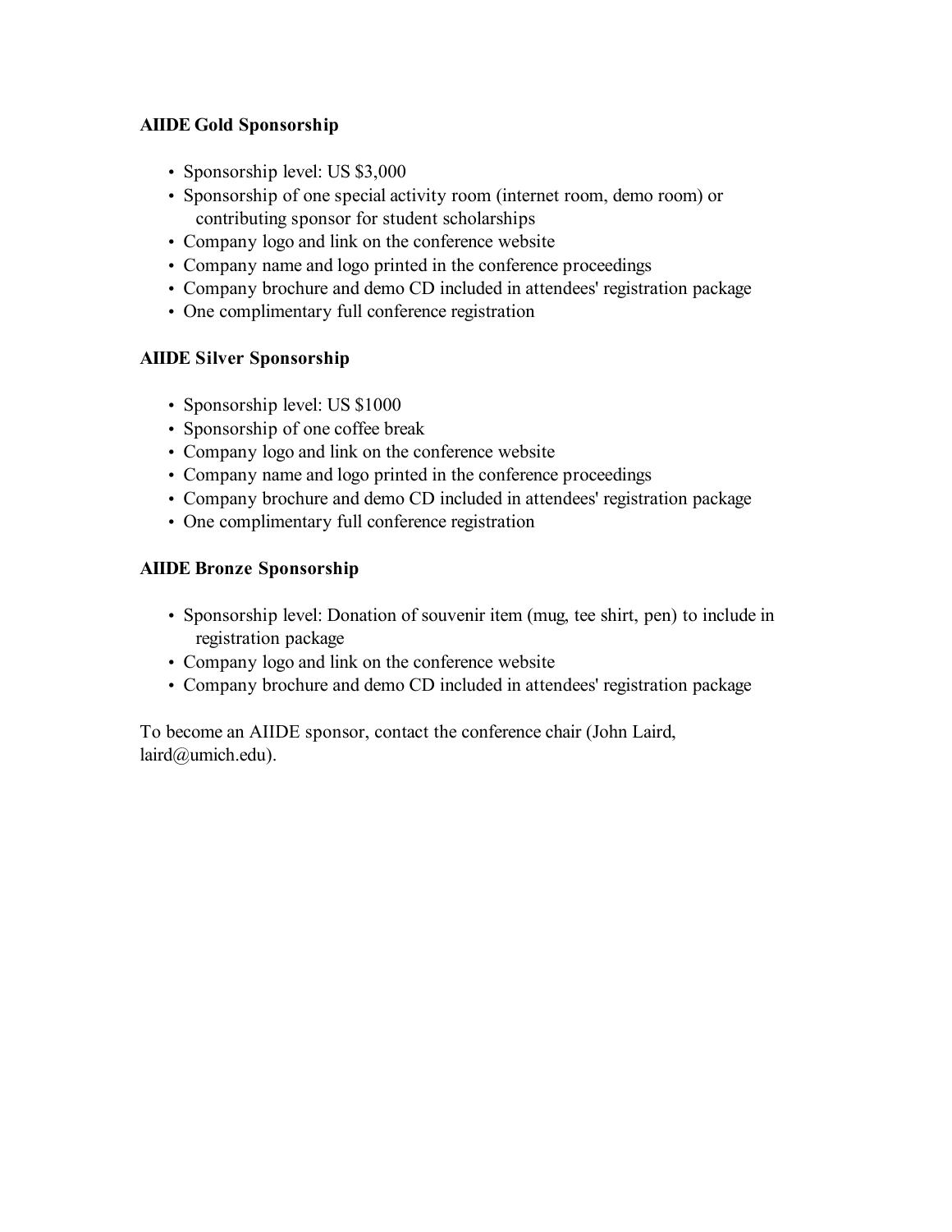**AIIDE Gold Sponsorship**

- Sponsorship level: US $3,000
- Sponsorship of one special activity room (internet room, demo room) or contributing sponsor for student scholarships
- Company logo and link on the conference website
- Company name and logo printed in the conference proceedings
- Company brochure and demo CD included in attendees' registration package
- One complimentary full conference registration

**AIIDE Silver Sponsorship**

- Sponsorship level: US $1000
- Sponsorship of one coffee break
- Company logo and link on the conference website
- Company name and logo printed in the conference proceedings
- Company brochure and demo CD included in attendees' registration package
- One complimentary full conference registration

**AIIDE Bronze Sponsorship**

- Sponsorship level: Donation of souvenir item (mug, tee shirt, pen) to include in registration package
- Company logo and link on the conference website
- Company brochure and demo CD included in attendees' registration package

To become an AIIDE sponsor, contact the conference chair (John Laird, laird@umich.edu).